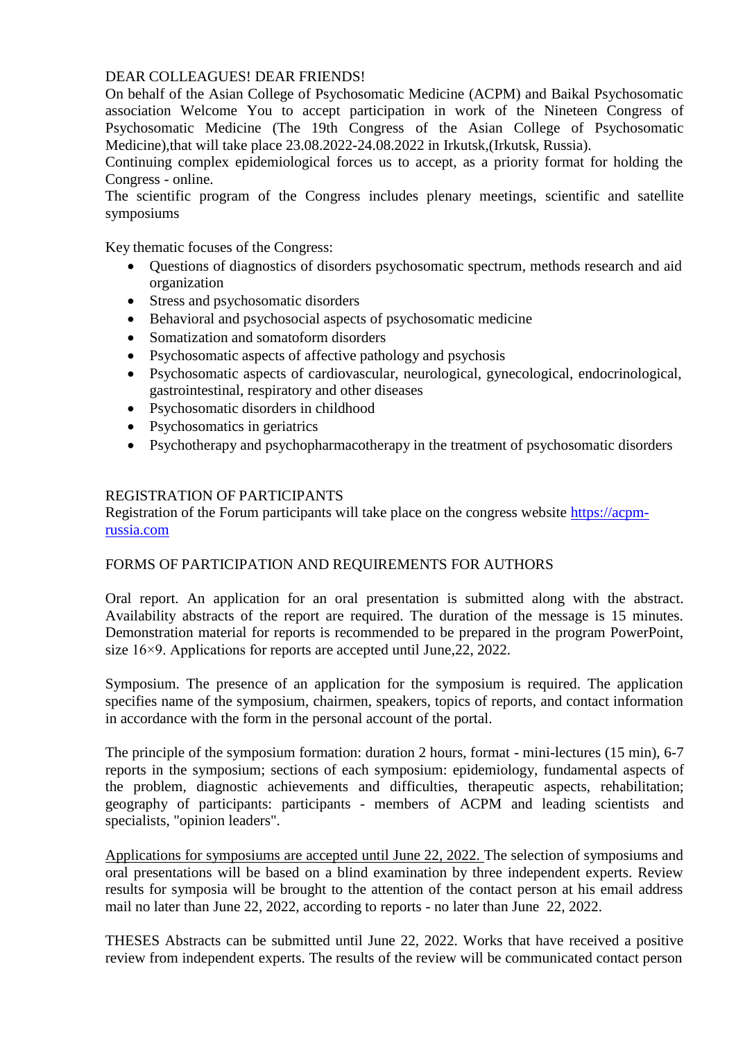DEAR COLLEAGUES! DEAR FRIENDS!

On behalf of the Asian College of Psychosomatic Medicine (ACPM) and Baikal Psychosomatic association Welcome You to accept participation in work of the Nineteen Congress of Psychosomatic Medicine (The 19th Congress of the Asian College of Psychosomatic Medicine),that will take place 23.08.2022-24.08.2022 in Irkutsk,(Irkutsk, Russia).

Continuing complex epidemiological forces us to accept, as a priority format for holding the Congress - online.

The scientific program of the Congress includes plenary meetings, scientific and satellite symposiums

Key thematic focuses of the Congress:

- Questions of diagnostics of disorders psychosomatic spectrum, methods research and aid organization
- Stress and psychosomatic disorders
- Behavioral and psychosocial aspects of psychosomatic medicine
- Somatization and somatoform disorders
- Psychosomatic aspects of affective pathology and psychosis
- Psychosomatic aspects of cardiovascular, neurological, gynecological, endocrinological, gastrointestinal, respiratory and other diseases
- Psychosomatic disorders in childhood
- Psychosomatics in geriatrics
- Psychotherapy and psychopharmacotherapy in the treatment of psychosomatic disorders

REGISTRATION OF PARTICIPANTS

Registration of the Forum participants will take place on the congress website [https://acpm-russia.com](https://acpm-russia.com)

FORMS OF PARTICIPATION AND REQUIREMENTS FOR AUTHORS

Oral report. An application for an oral presentation is submitted along with the abstract. Availability abstracts of the report are required. The duration of the message is 15 minutes. Demonstration material for reports is recommended to be prepared in the program PowerPoint, size 16×9. Applications for reports are accepted until June,22, 2022.

Symposium. The presence of an application for the symposium is required. The application specifies name of the symposium, chairmen, speakers, topics of reports, and contact information in accordance with the form in the personal account of the portal.

The principle of the symposium formation: duration 2 hours, format - mini-lectures (15 min), 6-7 reports in the symposium; sections of each symposium: epidemiology, fundamental aspects of the problem, diagnostic achievements and difficulties, therapeutic aspects, rehabilitation; geography of participants: participants - members of ACPM and leading scientists and specialists, "opinion leaders".

Applications for symposiums are accepted until June 22, 2022. The selection of symposiums and oral presentations will be based on a blind examination by three independent experts. Review results for symposia will be brought to the attention of the contact person at his email address mail no later than June 22, 2022, according to reports - no later than June 22, 2022.

THESES Abstracts can be submitted until June 22, 2022. Works that have received a positive review from independent experts. The results of the review will be communicated contact person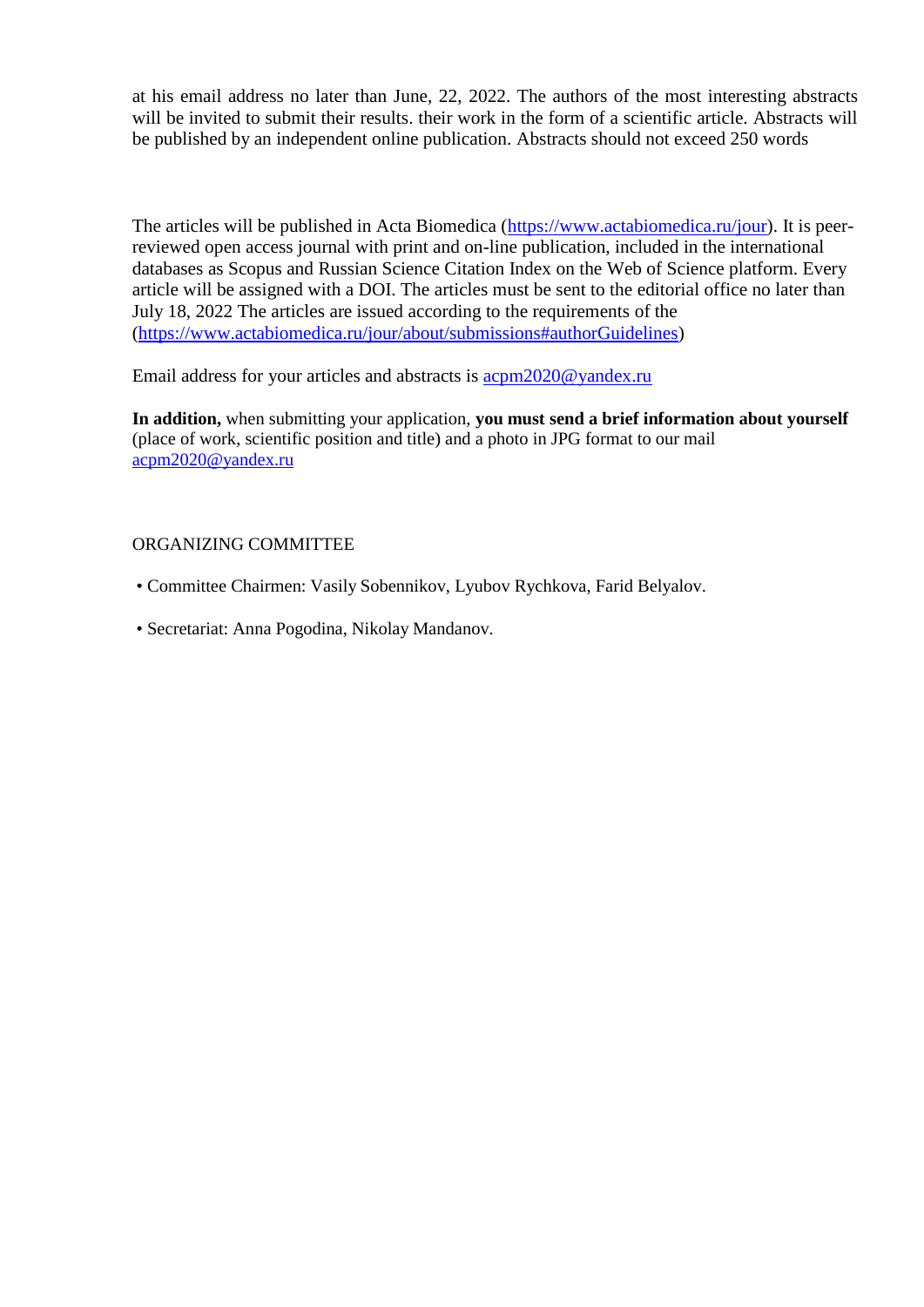at his email address no later than June, 22, 2022. The authors of the most interesting abstracts will be invited to submit their results. their work in the form of a scientific article. Abstracts will be published by an independent online publication. Abstracts should not exceed 250 words

The articles will be published in Acta Biomedica (https://www.actabiomedica.ru/jour). It is peer-reviewed open access journal with print and on-line publication, included in the international databases as Scopus and Russian Science Citation Index on the Web of Science platform. Every article will be assigned with a DOI. The articles must be sent to the editorial office no later than July 18, 2022 The articles are issued according to the requirements of the (https://www.actabiomedica.ru/jour/about/submissions#authorGuidelines)

Email address for your articles and abstracts is acpm2020@yandex.ru

**In addition,** when submitting your application, **you must send a brief information about yourself** (place of work, scientific position and title) and a photo in JPG format to our mail acpm2020@yandex.ru

ORGANIZING COMMITTEE

- Committee Chairmen: Vasily Sobennikov, Lyubov Rychkova, Farid Belyalov.
- Secretariat: Anna Pogodina, Nikolay Mandanov.